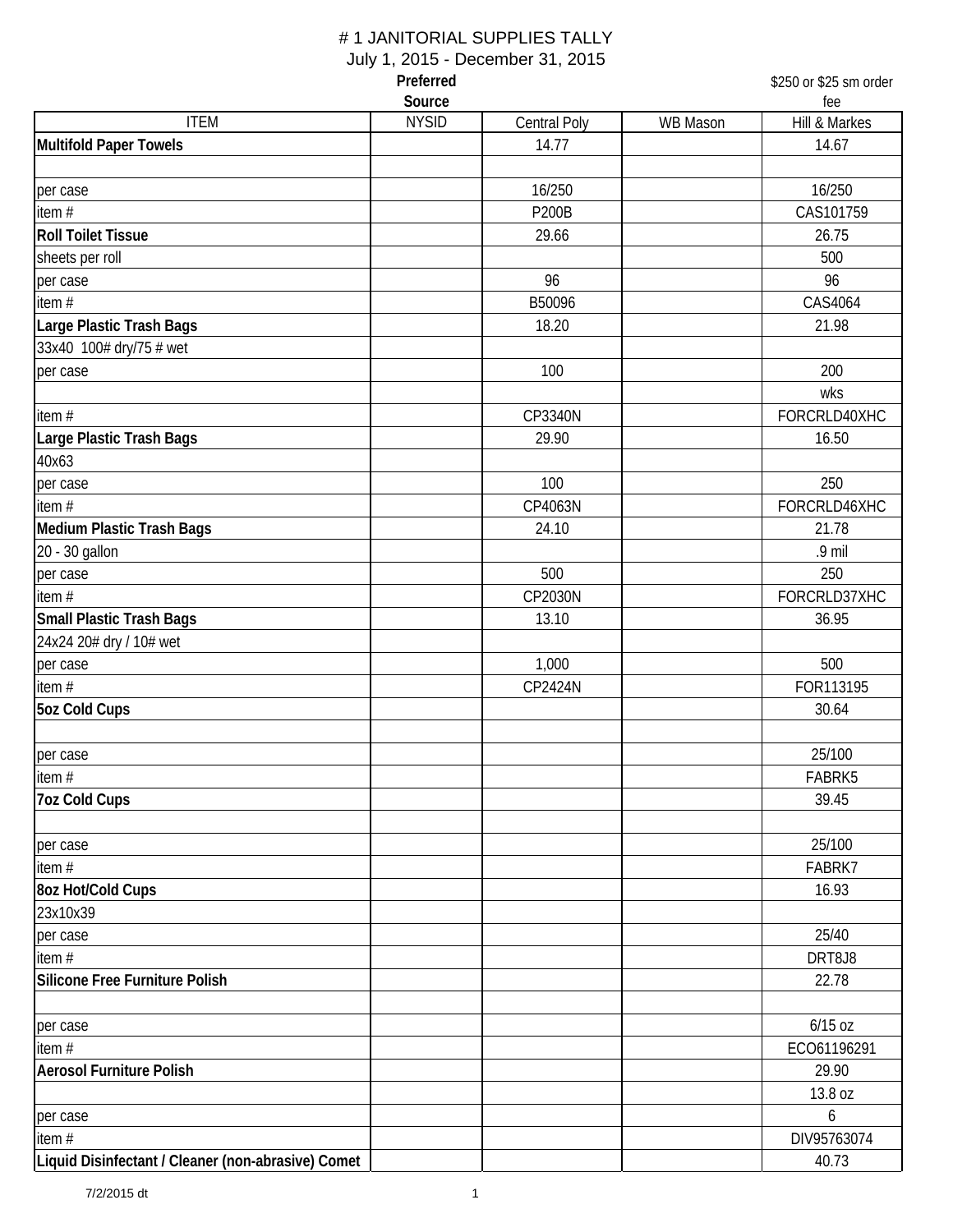# # 1 JANITORIAL SUPPLIES TALLY

July 1, 2015 - December 31, 2015

| ITEM | Preferred Source NYSID | Central Poly | WB Mason | $250 or $25 sm order fee Hill & Markes |
|---|---|---|---|---|
| **Multifold Paper Towels** | | 14.77 | | 14.67 |
| | | | | |
| per case | | 16/250 | | 16/250 |
| item # | | P200B | | CAS101759 |
| **Roll Toilet Tissue** | | 29.66 | | 26.75 |
| sheets per roll | | | | 500 |
| per case | | 96 | | 96 |
| item # | | B50096 | | CAS4064 |
| **Large Plastic Trash Bags** | | 18.20 | | 21.98 |
| 33x40 100# dry/75 # wet | | | | |
| per case | | 100 | | 200 |
| | | | | wks |
| item # | | CP3340N | | FORCRLD40XHC |
| **Large Plastic Trash Bags** | | 29.90 | | 16.50 |
| 40x63 | | | | |
| per case | | 100 | | 250 |
| item # | | CP4063N | | FORCRLD46XHC |
| **Medium Plastic Trash Bags** | | 24.10 | | 21.78 |
| 20 - 30 gallon | | | | .9 mil |
| per case | | 500 | | 250 |
| item # | | CP2030N | | FORCRLD37XHC |
| **Small Plastic Trash Bags** | | 13.10 | | 36.95 |
| 24x24 20# dry / 10# wet | | | | |
| per case | | 1,000 | | 500 |
| item # | | CP2424N | | FOR113195 |
| **5oz Cold Cups** | | | | 30.64 |
| | | | | |
| per case | | | | 25/100 |
| item # | | | | FABRK5 |
| **7oz Cold Cups** | | | | 39.45 |
| | | | | |
| per case | | | | 25/100 |
| item # | | | | FABRK7 |
| **8oz Hot/Cold Cups** | | | | 16.93 |
| 23x10x39 | | | | |
| per case | | | | 25/40 |
| item # | | | | DRT8J8 |
| **Silicone Free Furniture Polish** | | | | 22.78 |
| | | | | |
| per case | | | | 6/15 oz |
| item # | | | | ECO61196291 |
| **Aerosol Furniture Polish** | | | | 29.90 |
| | | | | 13.8 oz |
| per case | | | | 6 |
| item # | | | | DIV95763074 |
| **Liquid Disinfectant / Cleaner (non-abrasive) Comet** | | | | 40.73 |

7/2/2015 dt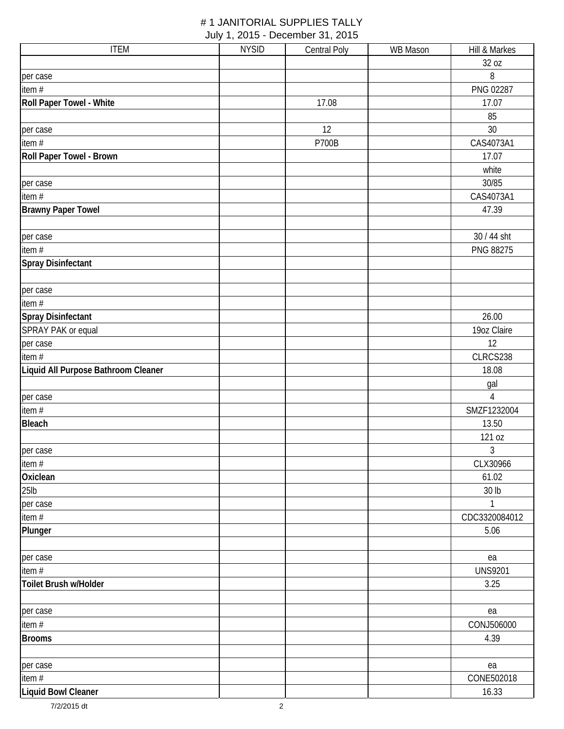# # 1 JANITORIAL SUPPLIES TALLY

July 1, 2015 - December 31, 2015

| ITEM | NYSID | Central Poly | WB Mason | Hill & Markes |
|---|---|---|---|---|
| | | | | 32 oz |
| per case | | | | 8 |
| item # | | | | PNG 02287 |
| **Roll Paper Towel - White** | | 17.08 | | 17.07 |
| | | | | 85 |
| per case | | 12 | | 30 |
| item # | | P700B | | CAS4073A1 |
| **Roll Paper Towel - Brown** | | | | 17.07 |
| | | | | white |
| per case | | | | 30/85 |
| item # | | | | CAS4073A1 |
| **Brawny Paper Towel** | | | | 47.39 |
| | | | | |
| per case | | | | 30 / 44 sht |
| item # | | | | PNG 88275 |
| **Spray Disinfectant** | | | | |
| | | | | |
| per case | | | | |
| item # | | | | |
| **Spray Disinfectant** | | | | 26.00 |
| SPRAY PAK or equal | | | | 19oz Claire |
| per case | | | | 12 |
| item # | | | | CLRCS238 |
| **Liquid All Purpose Bathroom Cleaner** | | | | 18.08 |
| | | | | gal |
| per case | | | | 4 |
| item # | | | | SMZF1232004 |
| **Bleach** | | | | 13.50 |
| | | | | 121 oz |
| per case | | | | 3 |
| item # | | | | CLX30966 |
| **Oxiclean** | | | | 61.02 |
| 25lb | | | | 30 lb |
| per case | | | | 1 |
| item # | | | | CDC3320084012 |
| **Plunger** | | | | 5.06 |
| | | | | |
| per case | | | | ea |
| item # | | | | UNS9201 |
| **Toilet Brush w/Holder** | | | | 3.25 |
| | | | | |
| per case | | | | ea |
| item # | | | | CONJ506000 |
| **Brooms** | | | | 4.39 |
| | | | | |
| per case | | | | ea |
| item # | | | | CONE502018 |
| **Liquid Bowl Cleaner** | | | | 16.33 |

7/2/2015 dt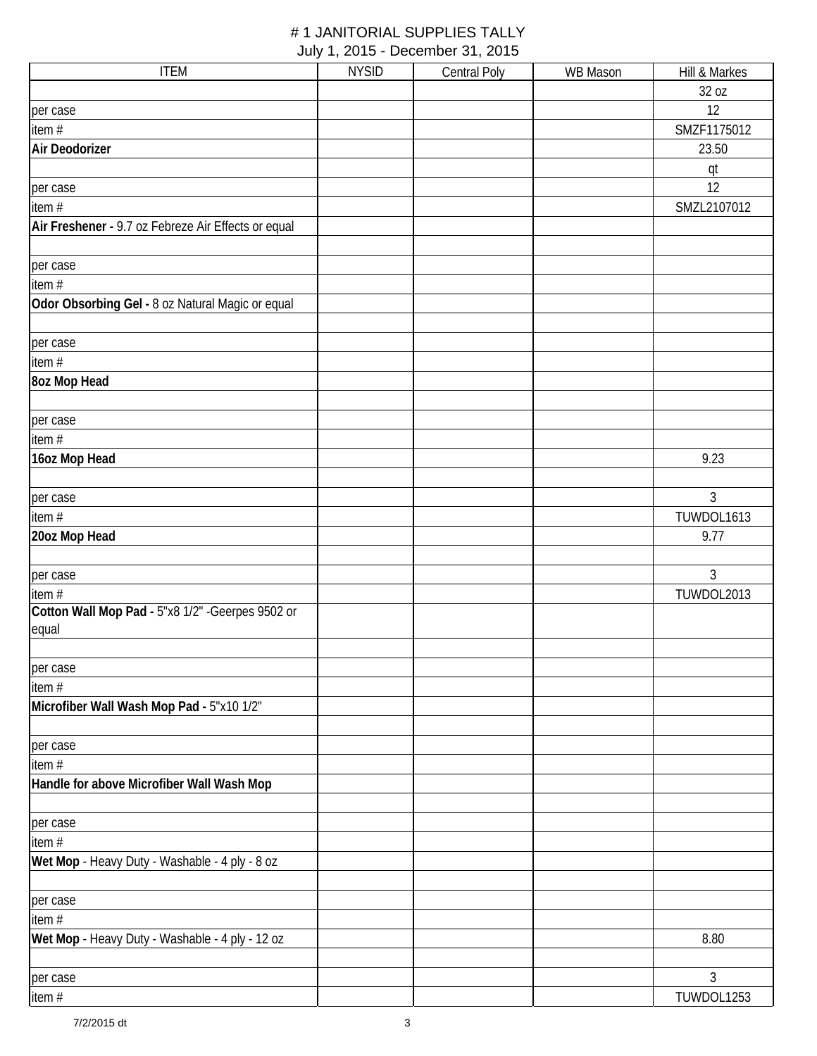# # 1 JANITORIAL SUPPLIES TALLY

July 1, 2015 - December 31, 2015

| ITEM | NYSID | Central Poly | WB Mason | Hill & Markes |
|---|---|---|---|---|
| | | | | 32 oz |
| per case | | | | 12 |
| item # | | | | SMZF1175012 |
| **Air Deodorizer** | | | | 23.50 |
| | | | | qt |
| per case | | | | 12 |
| item # | | | | SMZL2107012 |
| **Air Freshener -** 9.7 oz Febreze Air Effects or equal | | | | |
| | | | | |
| per case | | | | |
| item # | | | | |
| **Odor Obsorbing Gel -** 8 oz Natural Magic or equal | | | | |
| | | | | |
| per case | | | | |
| item # | | | | |
| **8oz Mop Head** | | | | |
| | | | | |
| per case | | | | |
| item # | | | | |
| **16oz Mop Head** | | | | 9.23 |
| | | | | |
| per case | | | | 3 |
| item # | | | | TUWDOL1613 |
| **20oz Mop Head** | | | | 9.77 |
| | | | | |
| per case | | | | 3 |
| item # | | | | TUWDOL2013 |
| **Cotton Wall Mop Pad -** 5"x8 1/2" -Geerpes 9502 or equal | | | | |
| | | | | |
| per case | | | | |
| item # | | | | |
| **Microfiber Wall Wash Mop Pad -** 5"x10 1/2" | | | | |
| | | | | |
| per case | | | | |
| item # | | | | |
| **Handle for above Microfiber Wall Wash Mop** | | | | |
| | | | | |
| per case | | | | |
| item # | | | | |
| **Wet Mop** - Heavy Duty - Washable - 4 ply - 8 oz | | | | |
| | | | | |
| per case | | | | |
| item # | | | | |
| **Wet Mop** - Heavy Duty - Washable - 4 ply - 12 oz | | | | 8.80 |
| | | | | |
| per case | | | | 3 |
| item # | | | | TUWDOL1253 |

7/2/2015 dt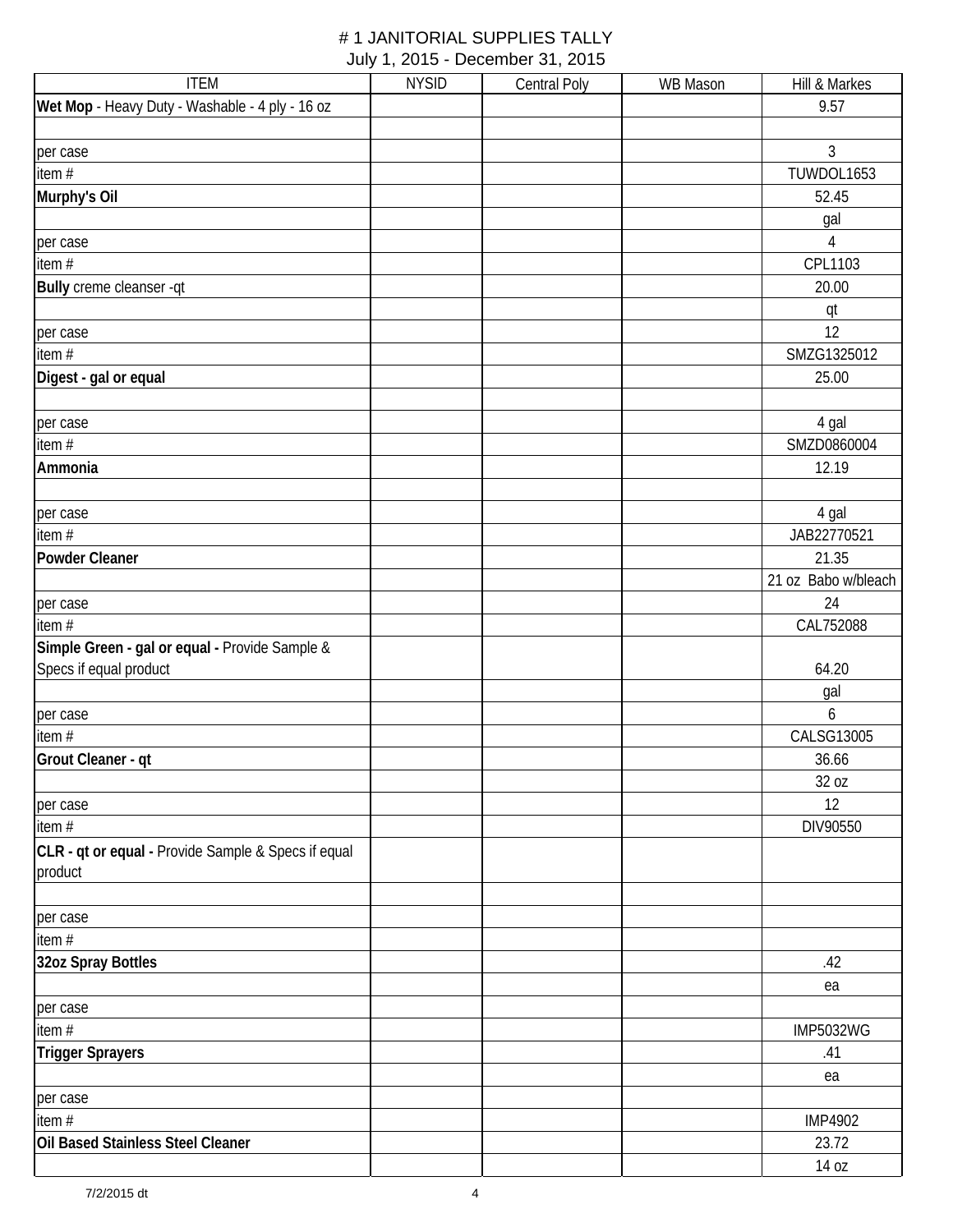# # 1 JANITORIAL SUPPLIES TALLY

July 1, 2015 - December 31, 2015

| ITEM | NYSID | Central Poly | WB Mason | Hill & Markes |
|---|---|---|---|---|
| **Wet Mop** - Heavy Duty - Washable - 4 ply - 16 oz | | | | 9.57 |
| | | | | |
| per case | | | | 3 |
| item # | | | | TUWDOL1653 |
| **Murphy's Oil** | | | | 52.45 |
| | | | | gal |
| per case | | | | 4 |
| item # | | | | CPL1103 |
| **Bully** creme cleanser -qt | | | | 20.00 |
| | | | | qt |
| per case | | | | 12 |
| item # | | | | SMZG1325012 |
| **Digest - gal or equal** | | | | 25.00 |
| | | | | |
| per case | | | | 4 gal |
| item # | | | | SMZD0860004 |
| **Ammonia** | | | | 12.19 |
| | | | | |
| per case | | | | 4 gal |
| item # | | | | JAB22770521 |
| **Powder Cleaner** | | | | 21.35 |
| | | | | 21 oz Babo w/bleach |
| per case | | | | 24 |
| item # | | | | CAL752088 |
| **Simple Green - gal or equal -** Provide Sample & Specs if equal product | | | | 64.20 |
| | | | | gal |
| per case | | | | 6 |
| item # | | | | CALSG13005 |
| **Grout Cleaner - qt** | | | | 36.66 |
| | | | | 32 oz |
| per case | | | | 12 |
| item # | | | | DIV90550 |
| **CLR - qt or equal -** Provide Sample & Specs if equal product | | | | |
| | | | | |
| per case | | | | |
| item # | | | | |
| **32oz Spray Bottles** | | | | .42 |
| | | | | ea |
| per case | | | | |
| item # | | | | IMP5032WG |
| **Trigger Sprayers** | | | | .41 |
| | | | | ea |
| per case | | | | |
| item # | | | | IMP4902 |
| **Oil Based Stainless Steel Cleaner** | | | | 23.72 |
| | | | | 14 oz |

7/2/2015 dt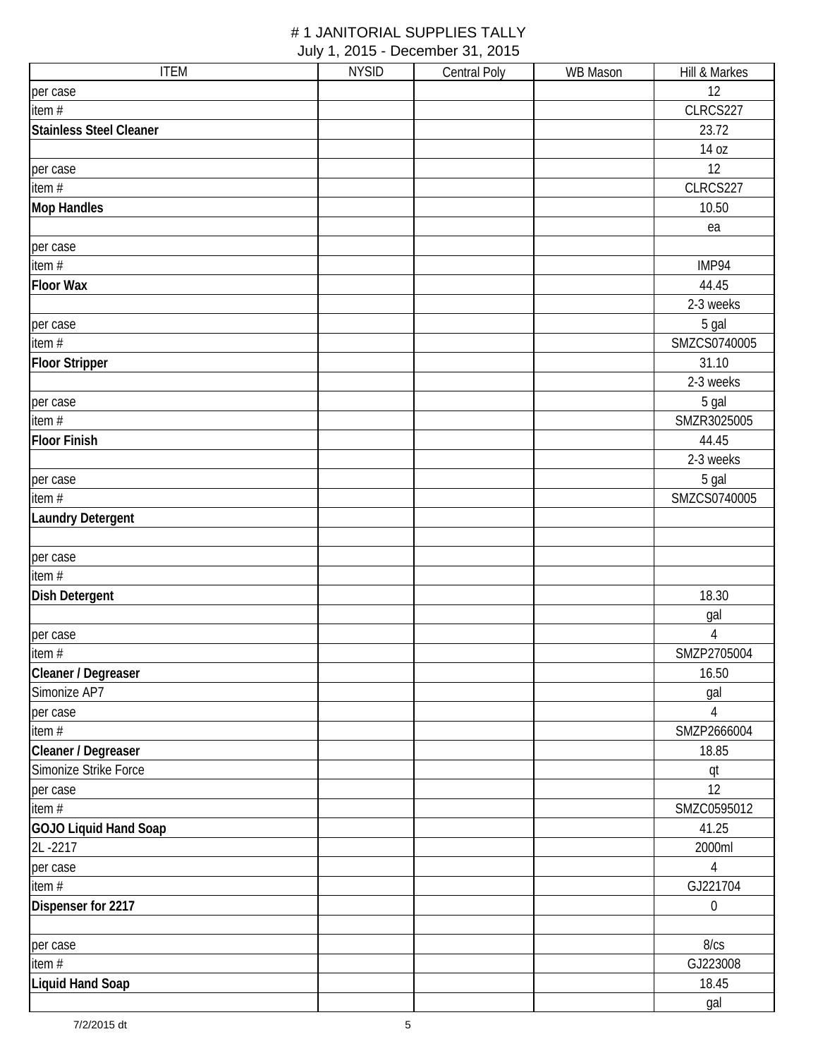# # 1 JANITORIAL SUPPLIES TALLY

July 1, 2015 - December 31, 2015

| ITEM | NYSID | Central Poly | WB Mason | Hill & Markes |
|---|---|---|---|---|
| per case | | | | 12 |
| item # | | | | CLRCS227 |
| **Stainless Steel Cleaner** | | | | 23.72 |
| | | | | 14 oz |
| per case | | | | 12 |
| item # | | | | CLRCS227 |
| **Mop Handles** | | | | 10.50 |
| | | | | ea |
| per case | | | | |
| item # | | | | IMP94 |
| **Floor Wax** | | | | 44.45 |
| | | | | 2-3 weeks |
| per case | | | | 5 gal |
| item # | | | | SMZCS0740005 |
| **Floor Stripper** | | | | 31.10 |
| | | | | 2-3 weeks |
| per case | | | | 5 gal |
| item # | | | | SMZR3025005 |
| **Floor Finish** | | | | 44.45 |
| | | | | 2-3 weeks |
| per case | | | | 5 gal |
| item # | | | | SMZCS0740005 |
| **Laundry Detergent** | | | | |
| | | | | |
| per case | | | | |
| item # | | | | |
| **Dish Detergent** | | | | 18.30 |
| | | | | gal |
| per case | | | | 4 |
| item # | | | | SMZP2705004 |
| **Cleaner / Degreaser** | | | | 16.50 |
| Simonize AP7 | | | | gal |
| per case | | | | 4 |
| item # | | | | SMZP2666004 |
| **Cleaner / Degreaser** | | | | 18.85 |
| Simonize Strike Force | | | | qt |
| per case | | | | 12 |
| item # | | | | SMZC0595012 |
| **GOJO Liquid Hand Soap** | | | | 41.25 |
| 2L -2217 | | | | 2000ml |
| per case | | | | 4 |
| item # | | | | GJ221704 |
| **Dispenser for 2217** | | | | 0 |
| | | | | |
| per case | | | | 8/cs |
| item # | | | | GJ223008 |
| **Liquid Hand Soap** | | | | 18.45 |
| | | | | gal |

7/2/2015 dt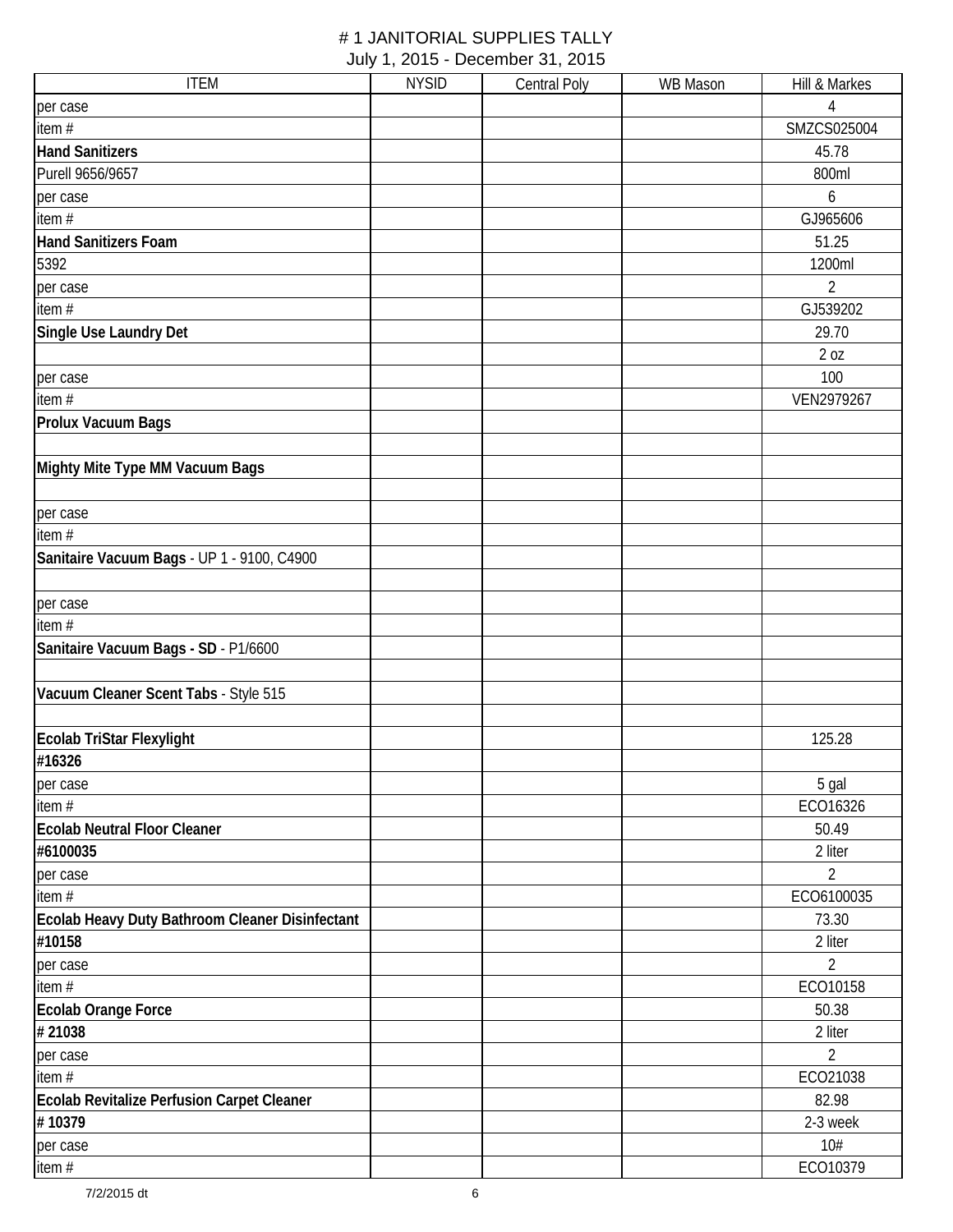# # 1 JANITORIAL SUPPLIES TALLY

July 1, 2015 - December 31, 2015

| ITEM | NYSID | Central Poly | WB Mason | Hill & Markes |
|---|---|---|---|---|
| per case | | | | 4 |
| item # | | | | SMZCS025004 |
| **Hand Sanitizers** | | | | 45.78 |
| Purell 9656/9657 | | | | 800ml |
| per case | | | | 6 |
| item # | | | | GJ965606 |
| **Hand Sanitizers Foam** | | | | 51.25 |
| 5392 | | | | 1200ml |
| per case | | | | 2 |
| item # | | | | GJ539202 |
| **Single Use Laundry Det** | | | | 29.70 |
| | | | | 2 oz |
| per case | | | | 100 |
| item # | | | | VEN2979267 |
| **Prolux Vacuum Bags** | | | | |
| | | | | |
| **Mighty Mite Type MM Vacuum Bags** | | | | |
| | | | | |
| per case | | | | |
| item # | | | | |
| **Sanitaire Vacuum Bags** - UP 1 - 9100, C4900 | | | | |
| | | | | |
| per case | | | | |
| item # | | | | |
| **Sanitaire Vacuum Bags - SD** - P1/6600 | | | | |
| | | | | |
| **Vacuum Cleaner Scent Tabs** - Style 515 | | | | |
| | | | | |
| **Ecolab TriStar Flexylight** | | | | 125.28 |
| **#16326** | | | | |
| per case | | | | 5 gal |
| item # | | | | ECO16326 |
| **Ecolab Neutral Floor Cleaner** | | | | 50.49 |
| **#6100035** | | | | 2 liter |
| per case | | | | 2 |
| item # | | | | ECO6100035 |
| **Ecolab Heavy Duty Bathroom Cleaner Disinfectant** | | | | 73.30 |
| **#10158** | | | | 2 liter |
| per case | | | | 2 |
| item # | | | | ECO10158 |
| **Ecolab Orange Force** | | | | 50.38 |
| **# 21038** | | | | 2 liter |
| per case | | | | 2 |
| item # | | | | ECO21038 |
| **Ecolab Revitalize Perfusion Carpet Cleaner** | | | | 82.98 |
| **# 10379** | | | | 2-3 week |
| per case | | | | 10# |
| item # | | | | ECO10379 |

7/2/2015 dt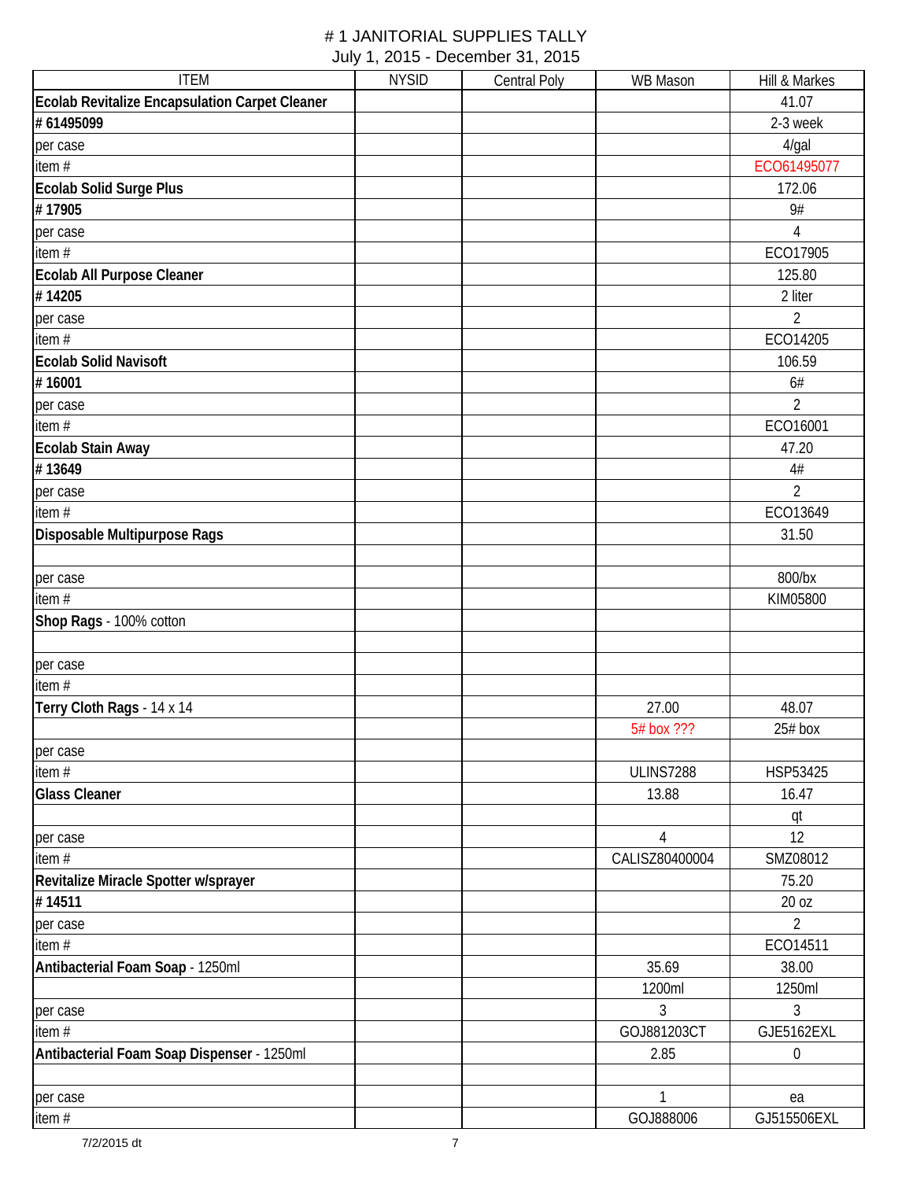# # 1 JANITORIAL SUPPLIES TALLY

July 1, 2015 - December 31, 2015

| ITEM | NYSID | Central Poly | WB Mason | Hill & Markes |
|---|---|---|---|---|
| **Ecolab Revitalize Encapsulation Carpet Cleaner** | | | | 41.07 |
| **# 61495099** | | | | 2-3 week |
| per case | | | | 4/gal |
| item # | | | | ECO61495077 |
| **Ecolab Solid Surge Plus** | | | | 172.06 |
| **# 17905** | | | | 9# |
| per case | | | | 4 |
| item # | | | | ECO17905 |
| **Ecolab All Purpose Cleaner** | | | | 125.80 |
| **# 14205** | | | | 2 liter |
| per case | | | | 2 |
| item # | | | | ECO14205 |
| **Ecolab Solid Navisoft** | | | | 106.59 |
| **# 16001** | | | | 6# |
| per case | | | | 2 |
| item # | | | | ECO16001 |
| **Ecolab Stain Away** | | | | 47.20 |
| **# 13649** | | | | 4# |
| per case | | | | 2 |
| item # | | | | ECO13649 |
| **Disposable Multipurpose Rags** | | | | 31.50 |
| | | | | |
| per case | | | | 800/bx |
| item # | | | | KIM05800 |
| **Shop Rags** - 100% cotton | | | | |
| | | | | |
| per case | | | | |
| item # | | | | |
| **Terry Cloth Rags** - 14 x 14 | | | 27.00 | 48.07 |
| | | | 5# box ??? | 25# box |
| per case | | | | |
| item # | | | ULINS7288 | HSP53425 |
| **Glass Cleaner** | | | 13.88 | 16.47 |
| | | | | qt |
| per case | | | 4 | 12 |
| item # | | | CALISZ80400004 | SMZ08012 |
| **Revitalize Miracle Spotter w/sprayer** | | | | 75.20 |
| **# 14511** | | | | 20 oz |
| per case | | | | 2 |
| item # | | | | ECO14511 |
| **Antibacterial Foam Soap** - 1250ml | | | 35.69 | 38.00 |
| | | | 1200ml | 1250ml |
| per case | | | 3 | 3 |
| item # | | | GOJ881203CT | GJE5162EXL |
| **Antibacterial Foam Soap Dispenser** - 1250ml | | | 2.85 | 0 |
| | | | | |
| per case | | | 1 | ea |
| item # | | | GOJ888006 | GJ515506EXL |

7/2/2015 dt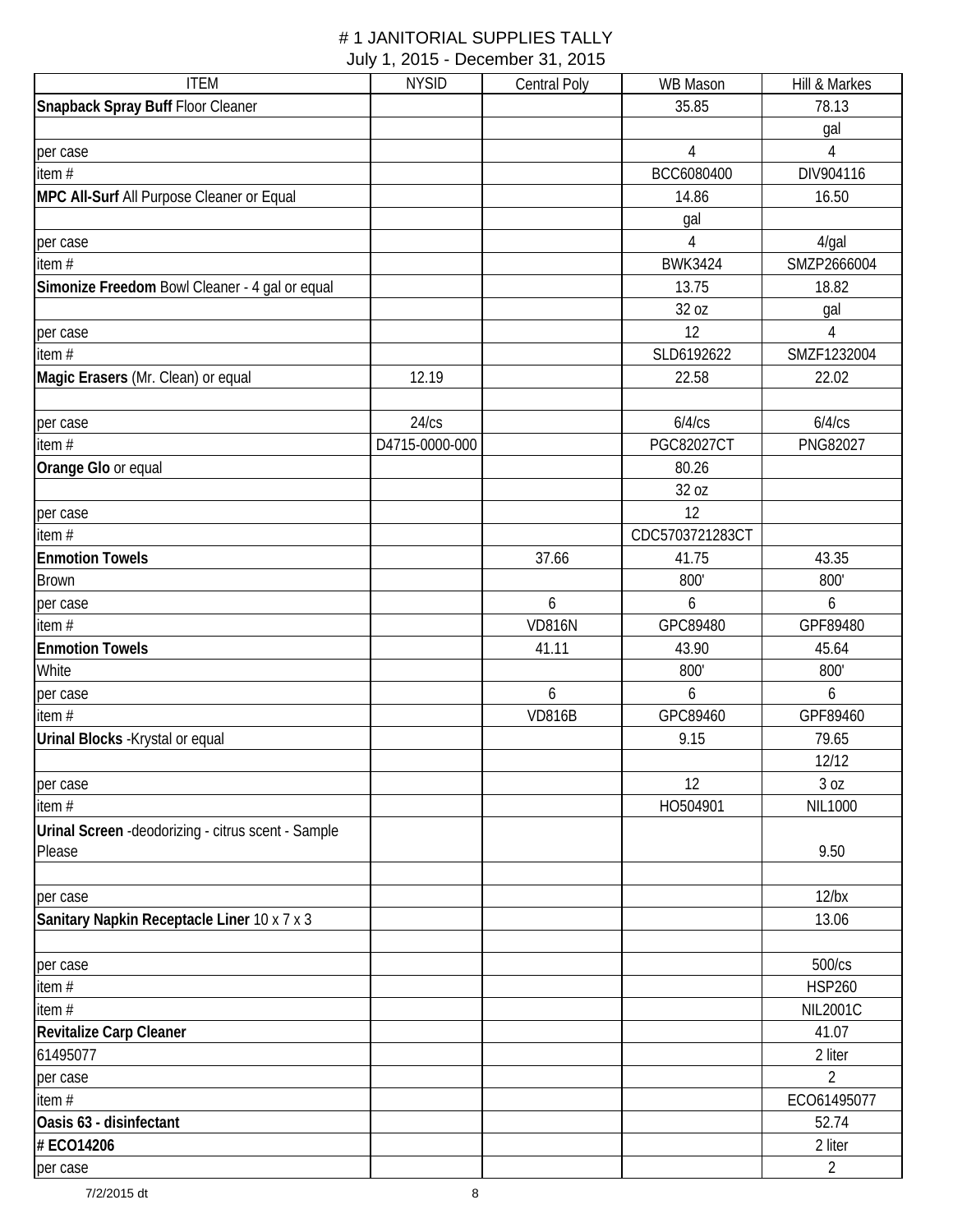#  # 1 JANITORIAL SUPPLIES TALLY
July 1, 2015 - December 31, 2015

| ITEM | NYSID | Central Poly | WB Mason | Hill & Markes |
|---|---|---|---|---|
| **Snapback Spray Buff** Floor Cleaner | | | 35.85 | 78.13 |
| | | | | gal |
| per case | | | 4 | 4 |
| item # | | | BCC6080400 | DIV904116 |
| **MPC All-Surf** All Purpose Cleaner or Equal | | | 14.86 | 16.50 |
| | | | gal | |
| per case | | | 4 | 4/gal |
| item # | | | BWK3424 | SMZP2666004 |
| **Simonize Freedom** Bowl Cleaner - 4 gal or equal | | | 13.75 | 18.82 |
| | | | 32 oz | gal |
| per case | | | 12 | 4 |
| item # | | | SLD6192622 | SMZF1232004 |
| **Magic Erasers** (Mr. Clean) or equal | 12.19 | | 22.58 | 22.02 |
| | | | | |
| per case | 24/cs | | 6/4/cs | 6/4/cs |
| item # | D4715-0000-000 | | PGC82027CT | PNG82027 |
| **Orange Glo** or equal | | | 80.26 | |
| | | | 32 oz | |
| per case | | | 12 | |
| item # | | | CDC5703721283CT | |
| **Enmotion Towels** | | 37.66 | 41.75 | 43.35 |
| Brown | | | 800' | 800' |
| per case | | 6 | 6 | 6 |
| item # | | VD816N | GPC89480 | GPF89480 |
| **Enmotion Towels** | | 41.11 | 43.90 | 45.64 |
| White | | | 800' | 800' |
| per case | | 6 | 6 | 6 |
| item # | | VD816B | GPC89460 | GPF89460 |
| **Urinal Blocks** -Krystal or equal | | | 9.15 | 79.65 |
| | | | | 12/12 |
| per case | | | 12 | 3 oz |
| item # | | | HO504901 | NIL1000 |
| **Urinal Screen** -deodorizing - citrus scent - Sample Please | | | | 9.50 |
| | | | | |
| per case | | | | 12/bx |
| **Sanitary Napkin Receptacle Liner** 10 x 7 x 3 | | | | 13.06 |
| | | | | |
| per case | | | | 500/cs |
| item # | | | | HSP260 |
| item # | | | | NIL2001C |
| **Revitalize Carp Cleaner** | | | | 41.07 |
| 61495077 | | | | 2 liter |
| per case | | | | 2 |
| item # | | | | ECO61495077 |
| **Oasis 63 - disinfectant** | | | | 52.74 |
| **# ECO14206** | | | | 2 liter |
| per case | | | | 2 |

7/2/2015 dt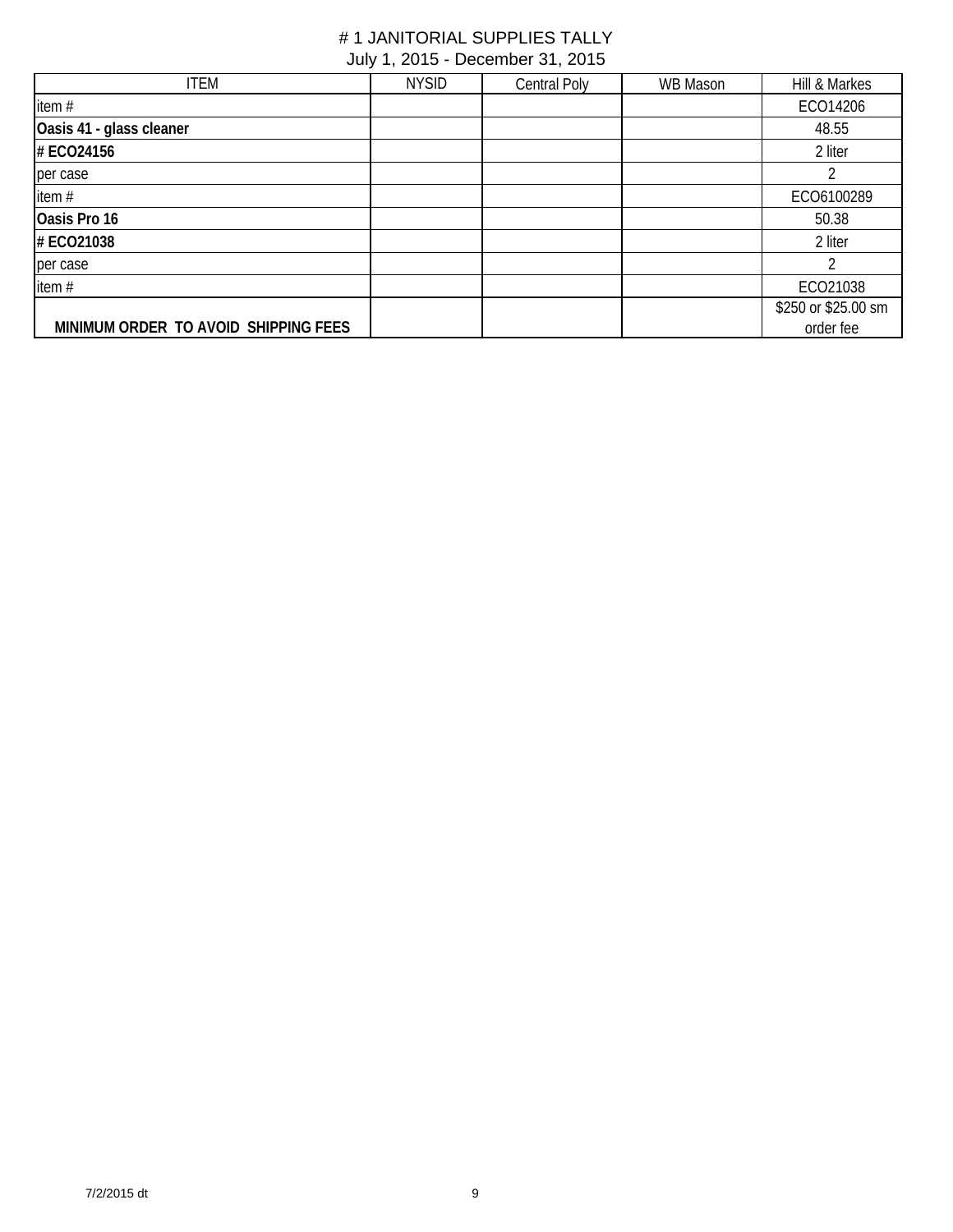# # 1 JANITORIAL SUPPLIES TALLY

July 1, 2015 - December 31, 2015

| ITEM | NYSID | Central Poly | WB Mason | Hill & Markes |
|---|---|---|---|---|
| item # | | | | ECO14206 |
| **Oasis 41 - glass cleaner** | | | | 48.55 |
| **# ECO24156** | | | | 2 liter |
| per case | | | | 2 |
| item # | | | | ECO6100289 |
| **Oasis Pro 16** | | | | 50.38 |
| **# ECO21038** | | | | 2 liter |
| per case | | | | 2 |
| item # | | | | ECO21038 |
| **MINIMUM ORDER TO AVOID SHIPPING FEES** | | | | $250 or $25.00 sm order fee |

7/2/2015 dt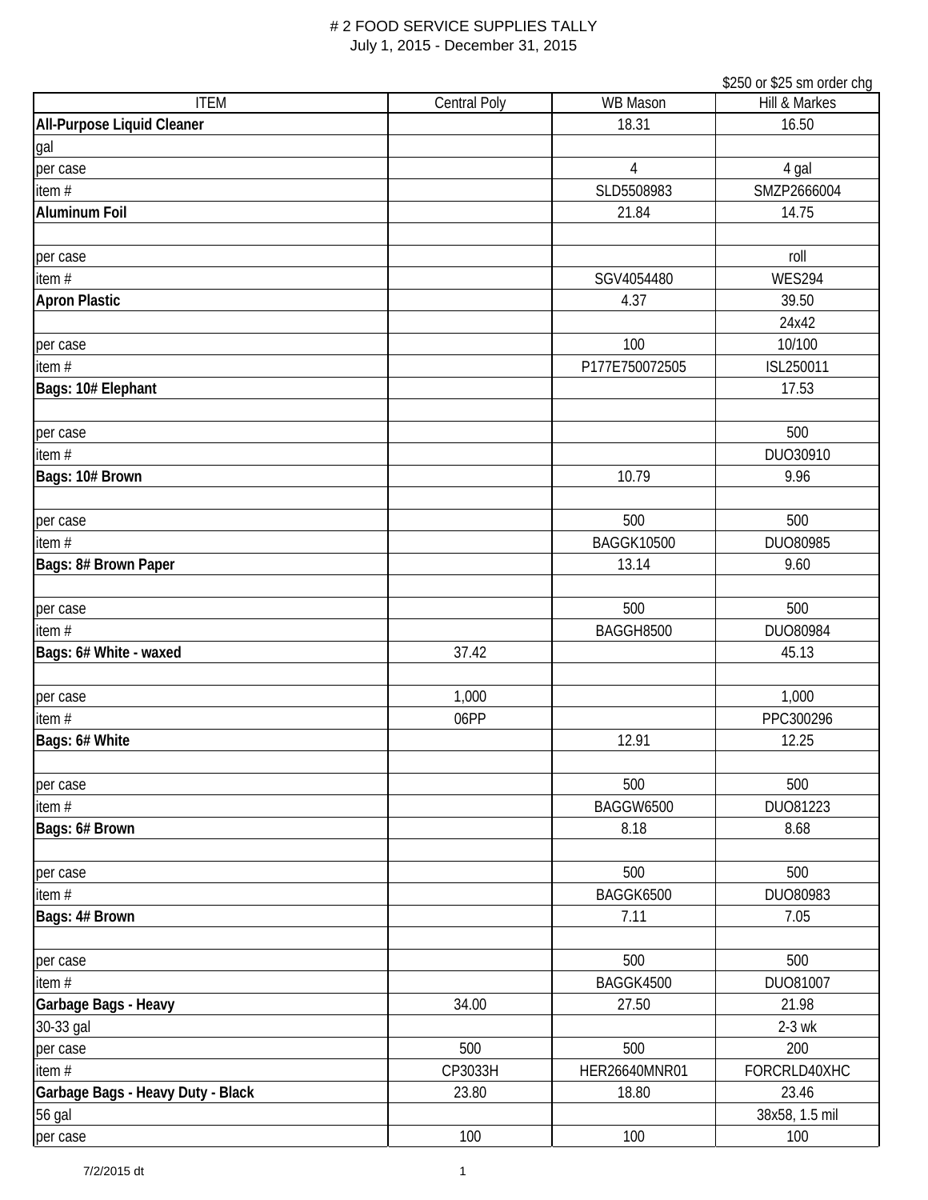# # 2 FOOD SERVICE SUPPLIES TALLY

July 1, 2015 - December 31, 2015

$250 or $25 sm order chg

| ITEM | Central Poly | WB Mason | Hill & Markes |
|---|---|---|---|
| **All-Purpose Liquid Cleaner** | | 18.31 | 16.50 |
| gal | | | |
| per case | | 4 | 4 gal |
| item # | | SLD5508983 | SMZP2666004 |
| **Aluminum Foil** | | 21.84 | 14.75 |
| | | | |
| per case | | | roll |
| item # | | SGV4054480 | WES294 |
| **Apron Plastic** | | 4.37 | 39.50 |
| | | | 24x42 |
| per case | | 100 | 10/100 |
| item # | | P177E750072505 | ISL250011 |
| **Bags: 10# Elephant** | | | 17.53 |
| | | | |
| per case | | | 500 |
| item # | | | DUO30910 |
| **Bags: 10# Brown** | | 10.79 | 9.96 |
| | | | |
| per case | | 500 | 500 |
| item # | | BAGGK10500 | DUO80985 |
| **Bags: 8# Brown Paper** | | 13.14 | 9.60 |
| | | | |
| per case | | 500 | 500 |
| item # | | BAGGH8500 | DUO80984 |
| **Bags: 6# White - waxed** | 37.42 | | 45.13 |
| | | | |
| per case | 1,000 | | 1,000 |
| item # | 06PP | | PPC300296 |
| **Bags: 6# White** | | 12.91 | 12.25 |
| | | | |
| per case | | 500 | 500 |
| item # | | BAGGW6500 | DUO81223 |
| **Bags: 6# Brown** | | 8.18 | 8.68 |
| | | | |
| per case | | 500 | 500 |
| item # | | BAGGK6500 | DUO80983 |
| **Bags: 4# Brown** | | 7.11 | 7.05 |
| | | | |
| per case | | 500 | 500 |
| item # | | BAGGK4500 | DUO81007 |
| **Garbage Bags - Heavy** | 34.00 | 27.50 | 21.98 |
| 30-33 gal | | | 2-3 wk |
| per case | 500 | 500 | 200 |
| item # | CP3033H | HER26640MNR01 | FORCRLD40XHC |
| **Garbage Bags - Heavy Duty - Black** | 23.80 | 18.80 | 23.46 |
| 56 gal | | | 38x58, 1.5 mil |
| per case | 100 | 100 | 100 |

7/2/2015 dt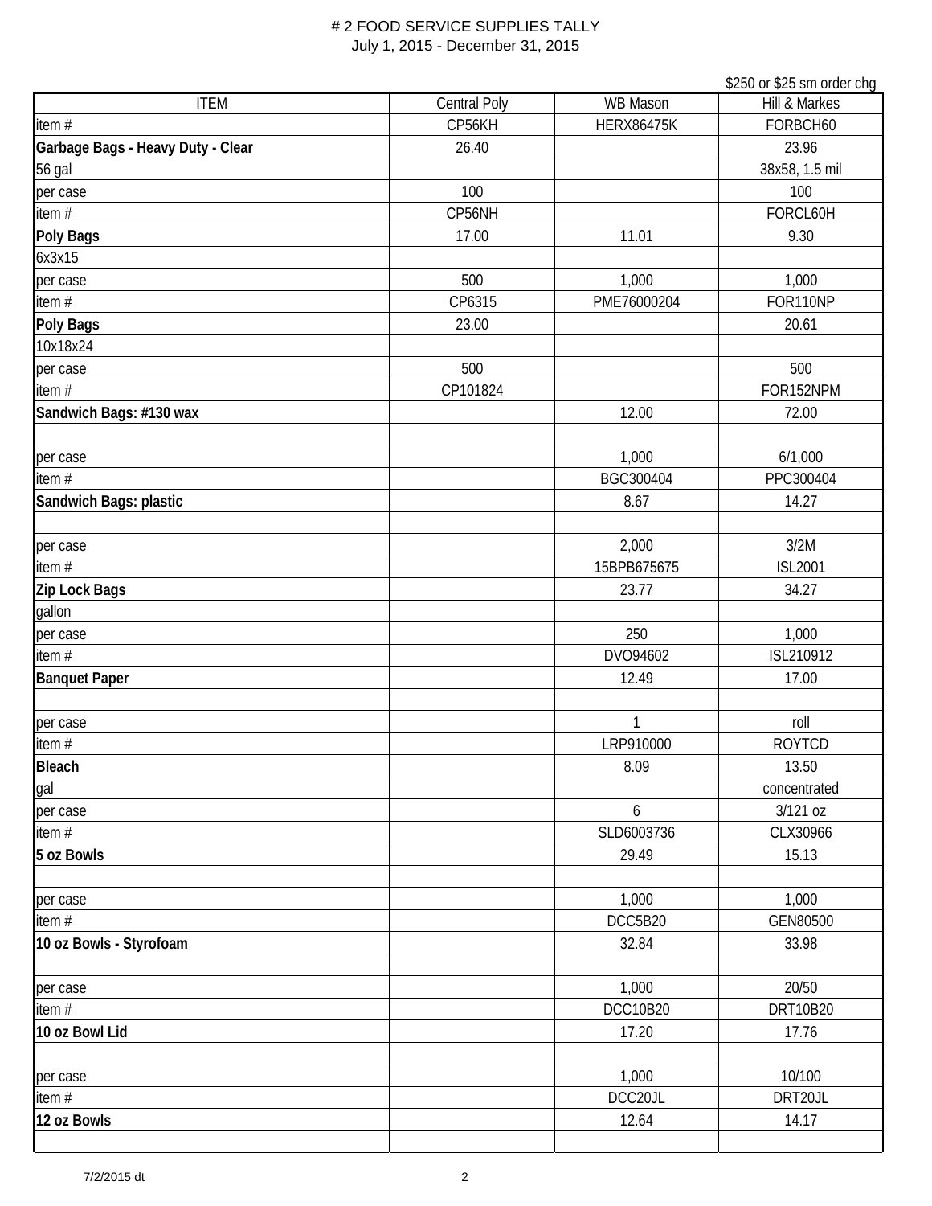# # 2 FOOD SERVICE SUPPLIES TALLY

July 1, 2015 - December 31, 2015

| ITEM | Central Poly | WB Mason | Hill & Markes<br>$250 or $25 sm order chg |
|---|---|---|---|
| item # | CP56KH | HERX86475K | FORBCH60 |
| **Garbage Bags - Heavy Duty - Clear** | 26.40 | | 23.96 |
| 56 gal | | | 38x58, 1.5 mil |
| per case | 100 | | 100 |
| item # | CP56NH | | FORCL60H |
| **Poly Bags** | 17.00 | 11.01 | 9.30 |
| 6x3x15 | | | |
| per case | 500 | 1,000 | 1,000 |
| item # | CP6315 | PME76000204 | FOR110NP |
| **Poly Bags** | 23.00 | | 20.61 |
| 10x18x24 | | | |
| per case | 500 | | 500 |
| item # | CP101824 | | FOR152NPM |
| **Sandwich Bags: #130 wax** | | 12.00 | 72.00 |
| | | | |
| per case | | 1,000 | 6/1,000 |
| item # | | BGC300404 | PPC300404 |
| **Sandwich Bags: plastic** | | 8.67 | 14.27 |
| | | | |
| per case | | 2,000 | 3/2M |
| item # | | 15BPB675675 | ISL2001 |
| **Zip Lock Bags** | | 23.77 | 34.27 |
| gallon | | | |
| per case | | 250 | 1,000 |
| item # | | DVO94602 | ISL210912 |
| **Banquet Paper** | | 12.49 | 17.00 |
| | | | |
| per case | | 1 | roll |
| item # | | LRP910000 | ROYTCD |
| **Bleach** | | 8.09 | 13.50 |
| gal | | | concentrated |
| per case | | 6 | 3/121 oz |
| item # | | SLD6003736 | CLX30966 |
| **5 oz Bowls** | | 29.49 | 15.13 |
| | | | |
| per case | | 1,000 | 1,000 |
| item # | | DCC5B20 | GEN80500 |
| **10 oz Bowls - Styrofoam** | | 32.84 | 33.98 |
| | | | |
| per case | | 1,000 | 20/50 |
| item # | | DCC10B20 | DRT10B20 |
| **10 oz Bowl Lid** | | 17.20 | 17.76 |
| | | | |
| per case | | 1,000 | 10/100 |
| item # | | DCC20JL | DRT20JL |
| **12 oz Bowls** | | 12.64 | 14.17 |
| | | | |

7/2/2015 dt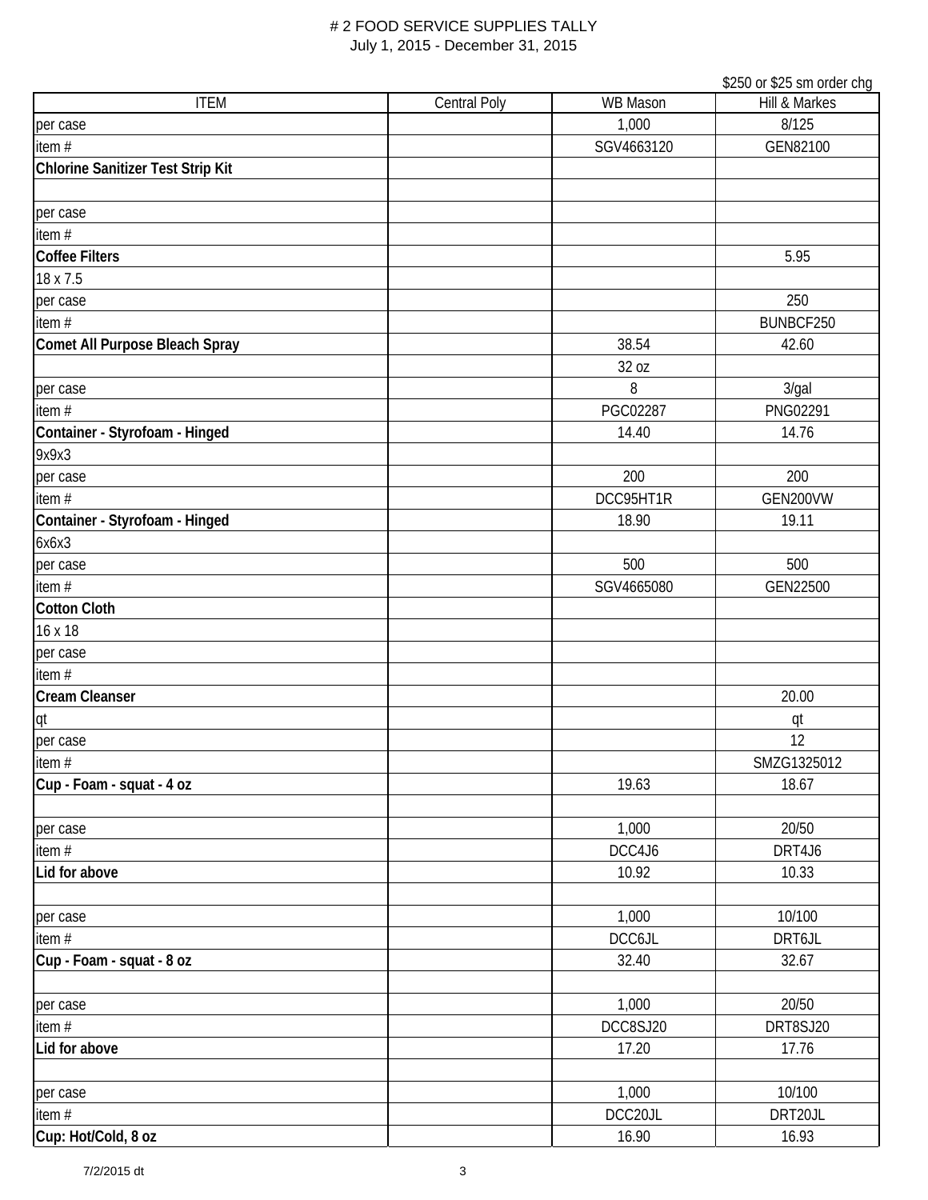# 2 FOOD SERVICE SUPPLIES TALLY

July 1, 2015 - December 31, 2015

| | | | $250 or $25 sm order chg |
|---|---|---|---|
| ITEM | Central Poly | WB Mason | Hill & Markes |
| per case | | 1,000 | 8/125 |
| item # | | SGV4663120 | GEN82100 |
| **Chlorine Sanitizer Test Strip Kit** | | | |
| | | | |
| per case | | | |
| item # | | | |
| **Coffee Filters** | | | 5.95 |
| 18 x 7.5 | | | |
| per case | | | 250 |
| item # | | | BUNBCF250 |
| **Comet All Purpose Bleach Spray** | | 38.54 | 42.60 |
| | | 32 oz | |
| per case | | 8 | 3/gal |
| item # | | PGC02287 | PNG02291 |
| **Container - Styrofoam - Hinged** | | 14.40 | 14.76 |
| 9x9x3 | | | |
| per case | | 200 | 200 |
| item # | | DCC95HT1R | GEN200VW |
| **Container - Styrofoam - Hinged** | | 18.90 | 19.11 |
| 6x6x3 | | | |
| per case | | 500 | 500 |
| item # | | SGV4665080 | GEN22500 |
| **Cotton Cloth** | | | |
| 16 x 18 | | | |
| per case | | | |
| item # | | | |
| **Cream Cleanser** | | | 20.00 |
| qt | | | qt |
| per case | | | 12 |
| item # | | | SMZG1325012 |
| **Cup - Foam - squat - 4 oz** | | 19.63 | 18.67 |
| | | | |
| per case | | 1,000 | 20/50 |
| item # | | DCC4J6 | DRT4J6 |
| **Lid for above** | | 10.92 | 10.33 |
| | | | |
| per case | | 1,000 | 10/100 |
| item # | | DCC6JL | DRT6JL |
| **Cup - Foam - squat - 8 oz** | | 32.40 | 32.67 |
| | | | |
| per case | | 1,000 | 20/50 |
| item # | | DCC8SJ20 | DRT8SJ20 |
| **Lid for above** | | 17.20 | 17.76 |
| | | | |
| per case | | 1,000 | 10/100 |
| item # | | DCC20JL | DRT20JL |
| **Cup: Hot/Cold, 8 oz** | | 16.90 | 16.93 |

7/2/2015 dt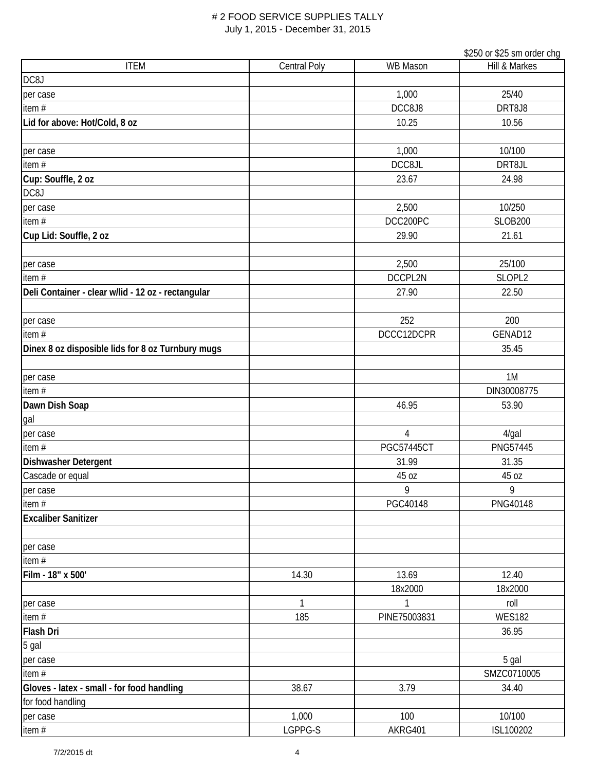# # 2 FOOD SERVICE SUPPLIES TALLY

July 1, 2015 - December 31, 2015

| ITEM | Central Poly | WB Mason | Hill & Markes |
|---|---|---|---|
| | | | $250 or $25 sm order chg |
| DC8J | | | |
| per case | | 1,000 | 25/40 |
| item # | | DCC8J8 | DRT8J8 |
| **Lid for above: Hot/Cold, 8 oz** | | 10.25 | 10.56 |
| | | | |
| per case | | 1,000 | 10/100 |
| item # | | DCC8JL | DRT8JL |
| **Cup: Souffle, 2 oz** | | 23.67 | 24.98 |
| DC8J | | | |
| per case | | 2,500 | 10/250 |
| item # | | DCC200PC | SLOB200 |
| **Cup Lid: Souffle, 2 oz** | | 29.90 | 21.61 |
| | | | |
| per case | | 2,500 | 25/100 |
| item # | | DCCPL2N | SLOPL2 |
| **Deli Container - clear w/lid - 12 oz - rectangular** | | 27.90 | 22.50 |
| | | | |
| per case | | 252 | 200 |
| item # | | DCCC12DCPR | GENAD12 |
| **Dinex 8 oz disposible lids for 8 oz Turnbury mugs** | | | 35.45 |
| | | | |
| per case | | | 1M |
| item # | | | DIN30008775 |
| **Dawn Dish Soap** | | 46.95 | 53.90 |
| gal | | | |
| per case | | 4 | 4/gal |
| item # | | PGC57445CT | PNG57445 |
| **Dishwasher Detergent** | | 31.99 | 31.35 |
| Cascade or equal | | 45 oz | 45 oz |
| per case | | 9 | 9 |
| item # | | PGC40148 | PNG40148 |
| **Excaliber Sanitizer** | | | |
| | | | |
| per case | | | |
| item # | | | |
| **Film - 18" x 500'** | 14.30 | 13.69 | 12.40 |
| | | 18x2000 | 18x2000 |
| per case | 1 | 1 | roll |
| item # | 185 | PINE75003831 | WES182 |
| **Flash Dri** | | | 36.95 |
| 5 gal | | | |
| per case | | | 5 gal |
| item # | | | SMZC0710005 |
| **Gloves - latex - small - for food handling** | 38.67 | 3.79 | 34.40 |
| for food handling | | | |
| per case | 1,000 | 100 | 10/100 |
| item # | LGPPG-S | AKRG401 | ISL100202 |

7/2/2015 dt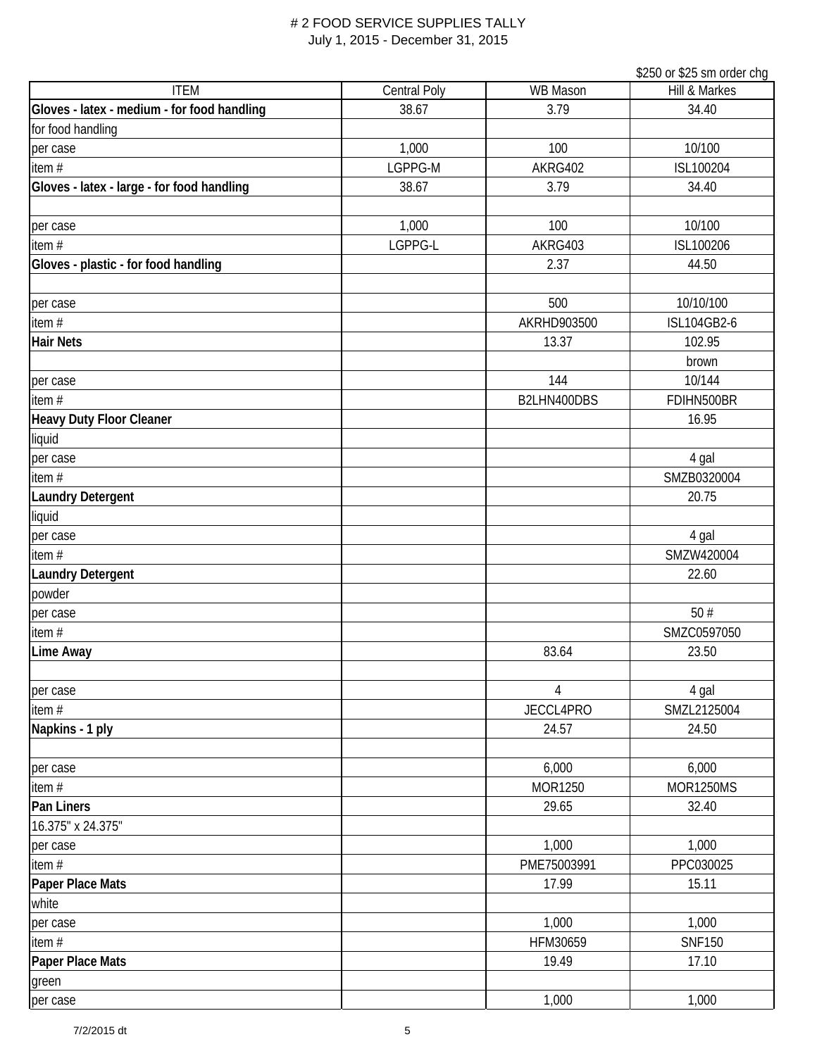# 2 FOOD SERVICE SUPPLIES TALLY
July 1, 2015 - December 31, 2015

$250 or $25 sm order chg

| ITEM | Central Poly | WB Mason | Hill & Markes |
|---|---|---|---|
| **Gloves - latex - medium - for food handling** | 38.67 | 3.79 | 34.40 |
| for food handling | | | |
| per case | 1,000 | 100 | 10/100 |
| item # | LGPPG-M | AKRG402 | ISL100204 |
| **Gloves - latex - large - for food handling** | 38.67 | 3.79 | 34.40 |
| | | | |
| per case | 1,000 | 100 | 10/100 |
| item # | LGPPG-L | AKRG403 | ISL100206 |
| **Gloves - plastic - for food handling** | | 2.37 | 44.50 |
| | | | |
| per case | | 500 | 10/10/100 |
| item # | | AKRHD903500 | ISL104GB2-6 |
| **Hair Nets** | | 13.37 | 102.95 |
| | | | brown |
| per case | | 144 | 10/144 |
| item # | | B2LHN400DBS | FDIHN500BR |
| **Heavy Duty Floor Cleaner** | | | 16.95 |
| liquid | | | |
| per case | | | 4 gal |
| item # | | | SMZB0320004 |
| **Laundry Detergent** | | | 20.75 |
| liquid | | | |
| per case | | | 4 gal |
| item # | | | SMZW420004 |
| **Laundry Detergent** | | | 22.60 |
| powder | | | |
| per case | | | 50 # |
| item # | | | SMZC0597050 |
| **Lime Away** | | 83.64 | 23.50 |
| | | | |
| per case | | 4 | 4 gal |
| item # | | JECCL4PRO | SMZL2125004 |
| **Napkins - 1 ply** | | 24.57 | 24.50 |
| | | | |
| per case | | 6,000 | 6,000 |
| item # | | MOR1250 | MOR1250MS |
| **Pan Liners** | | 29.65 | 32.40 |
| 16.375" x 24.375" | | | |
| per case | | 1,000 | 1,000 |
| item # | | PME75003991 | PPC030025 |
| **Paper Place Mats** | | 17.99 | 15.11 |
| white | | | |
| per case | | 1,000 | 1,000 |
| item # | | HFM30659 | SNF150 |
| **Paper Place Mats** | | 19.49 | 17.10 |
| green | | | |
| per case | | 1,000 | 1,000 |

7/2/2015 dt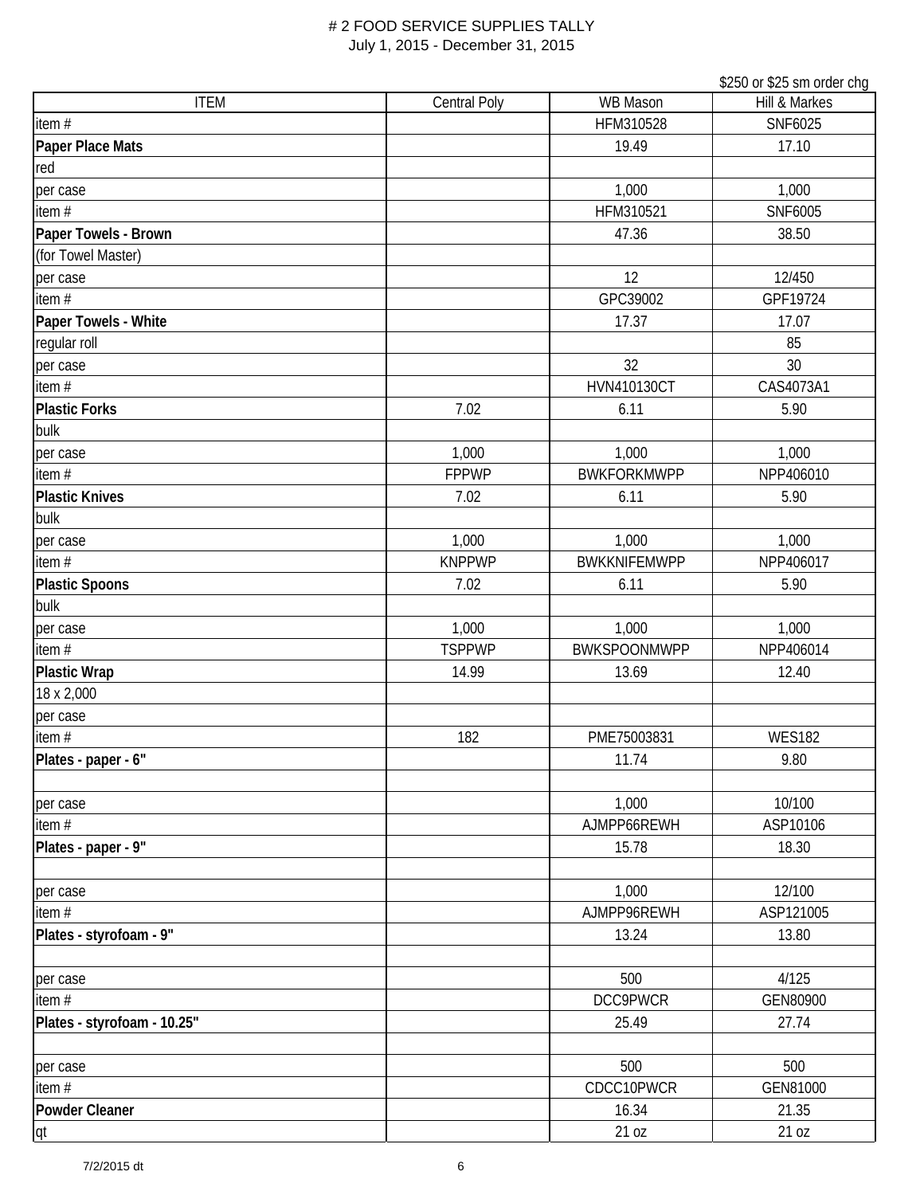# # 2 FOOD SERVICE SUPPLIES TALLY

July 1, 2015 - December 31, 2015

| ITEM | Central Poly | WB Mason | $250 or $25 sm order chg<br>Hill & Markes |
|---|---|---|---|
| item # | | HFM310528 | SNF6025 |
| **Paper Place Mats** | | 19.49 | 17.10 |
| red | | | |
| per case | | 1,000 | 1,000 |
| item # | | HFM310521 | SNF6005 |
| **Paper Towels - Brown** | | 47.36 | 38.50 |
| (for Towel Master) | | | |
| per case | | 12 | 12/450 |
| item # | | GPC39002 | GPF19724 |
| **Paper Towels - White** | | 17.37 | 17.07 |
| regular roll | | | 85 |
| per case | | 32 | 30 |
| item # | | HVN410130CT | CAS4073A1 |
| **Plastic Forks** | 7.02 | 6.11 | 5.90 |
| bulk | | | |
| per case | 1,000 | 1,000 | 1,000 |
| item # | FPPWP | BWKFORKMWPP | NPP406010 |
| **Plastic Knives** | 7.02 | 6.11 | 5.90 |
| bulk | | | |
| per case | 1,000 | 1,000 | 1,000 |
| item # | KNPPWP | BWKKNIFEMWPP | NPP406017 |
| **Plastic Spoons** | 7.02 | 6.11 | 5.90 |
| bulk | | | |
| per case | 1,000 | 1,000 | 1,000 |
| item # | TSPPWP | BWKSPOONMWPP | NPP406014 |
| **Plastic Wrap** | 14.99 | 13.69 | 12.40 |
| 18 x 2,000 | | | |
| per case | | | |
| item # | 182 | PME75003831 | WES182 |
| **Plates - paper - 6"** | | 11.74 | 9.80 |
| | | | |
| per case | | 1,000 | 10/100 |
| item # | | AJMPP66REWH | ASP10106 |
| **Plates - paper - 9"** | | 15.78 | 18.30 |
| | | | |
| per case | | 1,000 | 12/100 |
| item # | | AJMPP96REWH | ASP121005 |
| **Plates - styrofoam - 9"** | | 13.24 | 13.80 |
| | | | |
| per case | | 500 | 4/125 |
| item # | | DCC9PWCR | GEN80900 |
| **Plates - styrofoam - 10.25"** | | 25.49 | 27.74 |
| | | | |
| per case | | 500 | 500 |
| item # | | CDCC10PWCR | GEN81000 |
| **Powder Cleaner** | | 16.34 | 21.35 |
| qt | | 21 oz | 21 oz |

7/2/2015 dt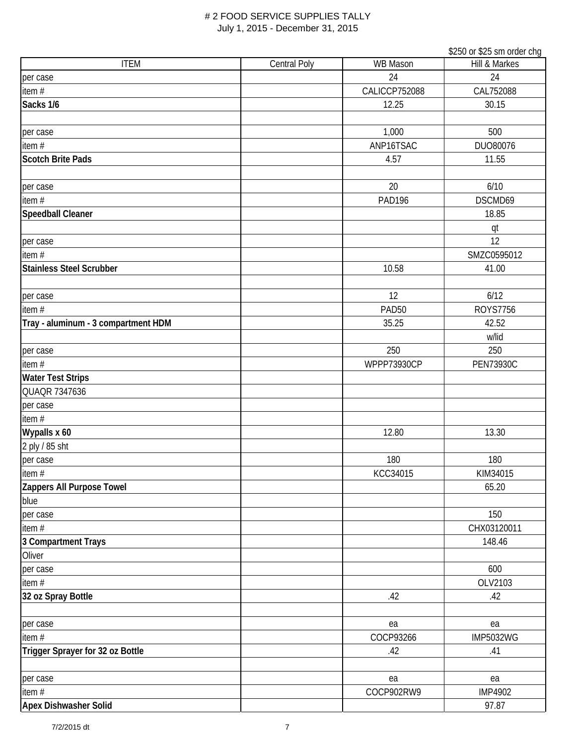# 2 FOOD SERVICE SUPPLIES TALLY

July 1, 2015 - December 31, 2015

| ITEM | Central Poly | WB Mason | Hill & Markes |
|---|---|---|---|
| | | | $250 or $25 sm order chg |
| per case | | 24 | 24 |
| item # | | CALICCP752088 | CAL752088 |
| **Sacks 1/6** | | 12.25 | 30.15 |
| | | | |
| per case | | 1,000 | 500 |
| item # | | ANP16TSAC | DUO80076 |
| **Scotch Brite Pads** | | 4.57 | 11.55 |
| | | | |
| per case | | 20 | 6/10 |
| item # | | PAD196 | DSCMD69 |
| **Speedball Cleaner** | | | 18.85 |
| | | | qt |
| per case | | | 12 |
| item # | | | SMZC0595012 |
| **Stainless Steel Scrubber** | | 10.58 | 41.00 |
| | | | |
| per case | | 12 | 6/12 |
| item # | | PAD50 | ROYS7756 |
| **Tray - aluminum - 3 compartment HDM** | | 35.25 | 42.52 |
| | | | w/lid |
| per case | | 250 | 250 |
| item # | | WPPP73930CP | PEN73930C |
| **Water Test Strips** | | | |
| QUAQR 7347636 | | | |
| per case | | | |
| item # | | | |
| **Wypalls x 60** | | 12.80 | 13.30 |
| 2 ply / 85 sht | | | |
| per case | | 180 | 180 |
| item # | | KCC34015 | KIM34015 |
| **Zappers All Purpose Towel** | | | 65.20 |
| blue | | | |
| per case | | | 150 |
| item # | | | CHX03120011 |
| **3 Compartment Trays** | | | 148.46 |
| Oliver | | | |
| per case | | | 600 |
| item # | | | OLV2103 |
| **32 oz Spray Bottle** | | .42 | .42 |
| | | | |
| per case | | ea | ea |
| item # | | COCP93266 | IMP5032WG |
| **Trigger Sprayer for 32 oz Bottle** | | .42 | .41 |
| | | | |
| per case | | ea | ea |
| item # | | COCP902RW9 | IMP4902 |
| **Apex Dishwasher Solid** | | | 97.87 |

7/2/2015 dt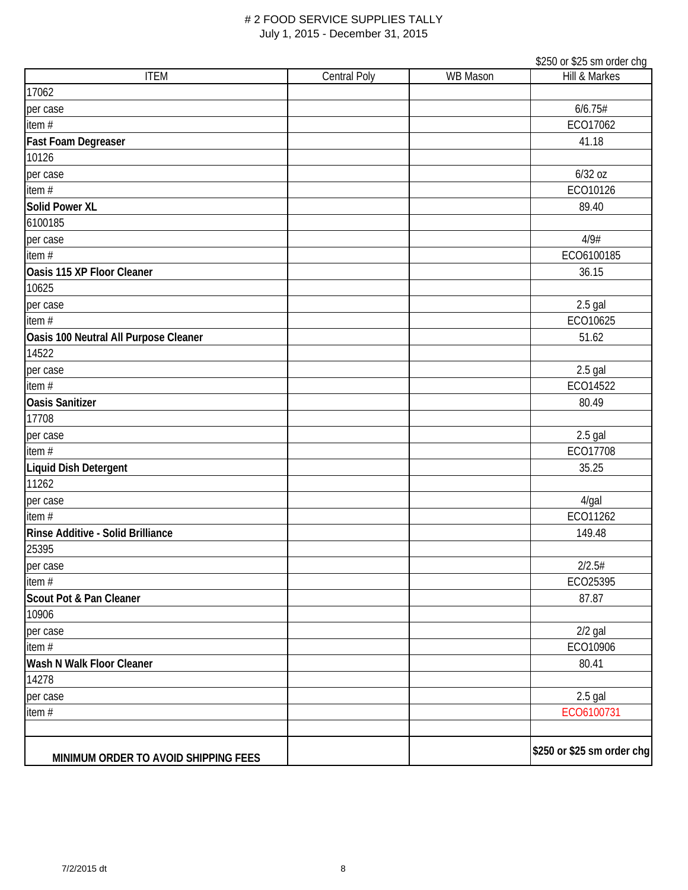# # 2 FOOD SERVICE SUPPLIES TALLY

July 1, 2015 - December 31, 2015

$250 or $25 sm order chg

| ITEM | Central Poly | WB Mason | Hill & Markes |
|---|---|---|---|
| 17062 | | | |
| per case | | | 6/6.75# |
| item # | | | ECO17062 |
| **Fast Foam Degreaser** | | | 41.18 |
| 10126 | | | |
| per case | | | 6/32 oz |
| item # | | | ECO10126 |
| **Solid Power XL** | | | 89.40 |
| 6100185 | | | |
| per case | | | 4/9# |
| item # | | | ECO6100185 |
| **Oasis 115 XP Floor Cleaner** | | | 36.15 |
| 10625 | | | |
| per case | | | 2.5 gal |
| item # | | | ECO10625 |
| **Oasis 100 Neutral All Purpose Cleaner** | | | 51.62 |
| 14522 | | | |
| per case | | | 2.5 gal |
| item # | | | ECO14522 |
| **Oasis Sanitizer** | | | 80.49 |
| 17708 | | | |
| per case | | | 2.5 gal |
| item # | | | ECO17708 |
| **Liquid Dish Detergent** | | | 35.25 |
| 11262 | | | |
| per case | | | 4/gal |
| item # | | | ECO11262 |
| **Rinse Additive - Solid Brilliance** | | | 149.48 |
| 25395 | | | |
| per case | | | 2/2.5# |
| item # | | | ECO25395 |
| **Scout Pot & Pan Cleaner** | | | 87.87 |
| 10906 | | | |
| per case | | | 2/2 gal |
| item # | | | ECO10906 |
| **Wash N Walk Floor Cleaner** | | | 80.41 |
| 14278 | | | |
| per case | | | 2.5 gal |
| item # | | | ECO6100731 |
| | | | |
| **MINIMUM ORDER TO AVOID SHIPPING FEES** | | | **$250 or $25 sm order chg** |

7/2/2015 dt